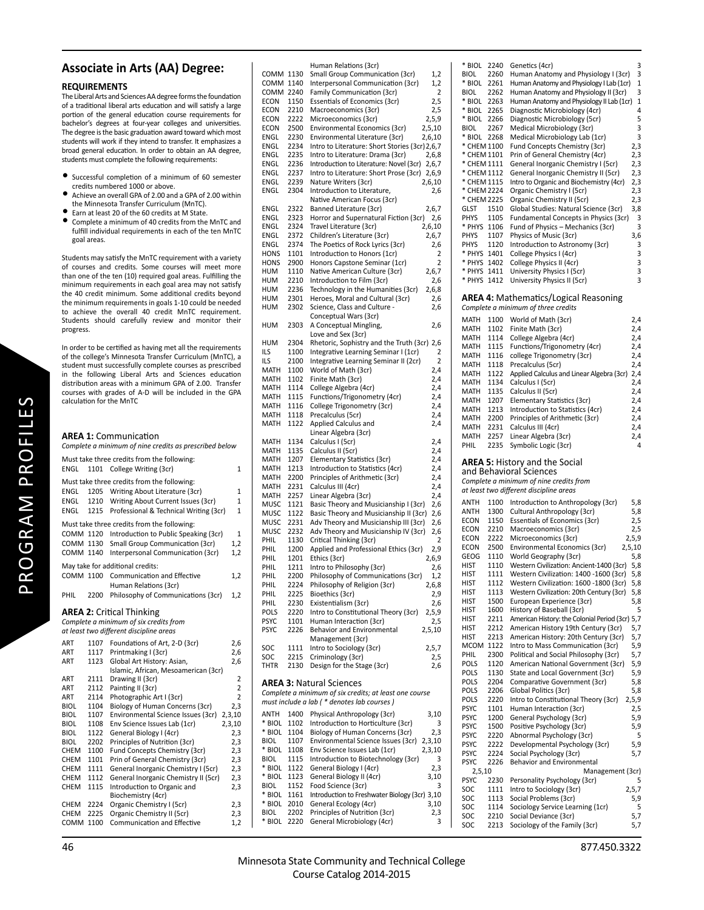## Associate in Arts (AA) Degree:

### REQUIREMENTS

The Liberal Arts and Sciences AA degree forms the foundation of a traditional liberal arts education and will satisfy a large portion of the general education course requirements for bachelor's degrees at four-year colleges and universities. The degree is the basic graduation award toward which most students will work if they intend to transfer. It emphasizes a broad general education. In order to obtain an AA degree, students must complete the following requirements:

- Successful completion of a minimum of 60 semester credits numbered 1000 or above.
- Achieve an overall GPA of 2.00 and a GPA of 2.00 within the Minnesota Transfer Curriculum (MnTC).
- Earn at least 20 of the 60 credits at M State.
- Complete a minimum of 40 credits from the MnTC and fulfill individual requirements in each of the ten MnTC goal areas.

Students may satisfy the MnTC requirement with a variety of courses and credits. Some courses will meet more than one of the ten (10) required goal areas. Fulfilling the minimum requirements in each goal area may not satisfy the 40 credit minimum. Some additional credits beyond the minimum requirements in goals 1-10 could be needed to achieve the overall 40 credit MnTC requirement. Students should carefully review and monitor their progress.

In order to be certified as having met all the requirements of the college's Minnesota Transfer Curriculum (MnTC), a student must successfully complete courses as prescribed in the following Liberal Arts and Sciences education distribution areas with a minimum GPA of 2.00. Transfer courses with grades of A-D will be included in the GPA calculation for the MnTC

### AREA 1: Communication

*Complete a minimum of nine credits as prescribed below*

Must take three credits from the following:

| | | | |
|---|---|---|---|
| ENGL | 1101 | College Writing (3cr) | 1 |

Must take three credits from the following:

| | | | |
|---|---|---|---|
| ENGL | 1205 | Writing About Literature (3cr) | 1 |
| ENGL | 1210 | Writing About Current Issues (3cr) | 1 |
| ENGL | 1215 | Professional & Technical Writing (3cr) | 1 |

Must take three credits from the following:

| | | | |
|---|---|---|---|
| COMM | 1120 | Introduction to Public Speaking (3cr) | 1 |
| COMM | 1130 | Small Group Communication (3cr) | 1,2 |
| COMM | 1140 | Interpersonal Communication (3cr) | 1,2 |

May take for additional credits:

| | | | |
|---|---|---|---|
| COMM | 1100 | Communication and Effective Human Relations (3cr) | 1,2 |
| PHIL | 2200 | Philosophy of Communications (3cr) | 1,2 |

### AREA 2: Critical Thinking

*Complete a minimum of six credits from at least two different discipline areas*

| | | | |
|---|---|---|---|
| ART | 1107 | Foundations of Art, 2-D (3cr) | 2,6 |
| ART | 1117 | Printmaking I (3cr) | 2,6 |
| ART | 1123 | Global Art History: Asian, Islamic, African, Mesoamerican (3cr) | 2,6 |
| ART | 2111 | Drawing II (3cr) | 2 |
| ART | 2112 | Painting II (3cr) | 2 |
| ART | 2114 | Photographic Art I (3cr) | 2 |
| BIOL | 1104 | Biology of Human Concerns (3cr) | 2,3 |
| BIOL | 1107 | Environmental Science Issues (3cr) | 2,3,10 |
| BIOL | 1108 | Env Science Issues Lab (1cr) | 2,3,10 |
| BIOL | 1122 | General Biology I (4cr) | 2,3 |
| BIOL | 2202 | Principles of Nutrition (3cr) | 2,3 |
| CHEM | 1100 | Fund Concepts Chemistry (3cr) | 2,3 |
| CHEM | 1101 | Prin of General Chemistry (3cr) | 2,3 |
| CHEM | 1111 | General Inorganic Chemistry I (5cr) | 2,3 |
| CHEM | 1112 | General Inorganic Chemistry II (5cr) | 2,3 |
| CHEM | 1115 | Introduction to Organic and Biochemistry (4cr) | 2,3 |
| CHEM | 2224 | Organic Chemistry I (5cr) | 2,3 |
| CHEM | 2225 | Organic Chemistry II (5cr) | 2,3 |
| COMM | 1100 | Communication and Effective Human Relations (3cr) | 1,2 |
| COMM | 1130 | Small Group Communication (3cr) | 1,2 |
| COMM | 1140 | Interpersonal Communication (3cr) | 1,2 |
| COMM | 2240 | Family Communication (3cr) | 2 |
| ECON | 1150 | Essentials of Economics (3cr) | 2,5 |
| ECON | 2210 | Macroeconomics (3cr) | 2,5 |
| ECON | 2222 | Microeconomics (3cr) | 2,5,9 |
| ECON | 2500 | Environmental Economics (3cr) | 2,5,10 |
| ENGL | 2230 | Environmental Literature (3cr) | 2,6,10 |
| ENGL | 2234 | Intro to Literature: Short Stories (3cr) | 2,6,7 |
| ENGL | 2235 | Intro to Literature: Drama (3cr) | 2,6,8 |
| ENGL | 2236 | Introduction to Literature: Novel (3cr) | 2,6,7 |
| ENGL | 2237 | Intro to Literature: Short Prose (3cr) | 2,6,9 |
| ENGL | 2239 | Nature Writers (3cr) | 2,6,10 |
| ENGL | 2304 | Introduction to Literature, Native American Focus (3cr) | 2,6 |
| ENGL | 2322 | Banned Literature (3cr) | 2,6,7 |
| ENGL | 2323 | Horror and Supernatural Fiction (3cr) | 2,6 |
| ENGL | 2324 | Travel Literature (3cr) | 2,6,10 |
| ENGL | 2372 | Children's Literature (3cr) | 2,6,7 |
| ENGL | 2374 | The Poetics of Rock Lyrics (3cr) | 2,6 |
| HONS | 1101 | Introduction to Honors (1cr) | 2 |
| HONS | 2900 | Honors Capstone Seminar (1cr) | 2 |
| HUM | 1110 | Native American Culture (3cr) | 2,6,7 |
| HUM | 2210 | Introduction to Film (3cr) | 2,6 |
| HUM | 2236 | Technology in the Humanities (3cr) | 2,6,8 |
| HUM | 2301 | Heroes, Moral and Cultural (3cr) | 2,6 |
| HUM | 2302 | Science, Class and Culture - Conceptual Wars (3cr) | 2,6 |
| HUM | 2303 | A Conceptual Mingling, Love and Sex (3cr) | 2,6 |
| HUM | 2304 | Rhetoric, Sophistry and the Truth (3cr) | 2,6 |
| ILS | 1100 | Integrative Learning Seminar I (1cr) | 2 |
| ILS | 2100 | Integrative Learning Seminar II (2cr) | 2 |
| MATH | 1100 | World of Math (3cr) | 2,4 |
| MATH | 1102 | Finite Math (3cr) | 2,4 |
| MATH | 1114 | College Algebra (4cr) | 2,4 |
| MATH | 1115 | Functions/Trigonometry (4cr) | 2,4 |
| MATH | 1116 | College Trigonometry (3cr) | 2,4 |
| MATH | 1118 | Precalculus (5cr) | 2,4 |
| MATH | 1122 | Applied Calculus and Linear Algebra (3cr) | 2,4 |
| MATH | 1134 | Calculus I (5cr) | 2,4 |
| MATH | 1135 | Calculus II (5cr) | 2,4 |
| MATH | 1207 | Elementary Statistics (3cr) | 2,4 |
| MATH | 1213 | Introduction to Statistics (4cr) | 2,4 |
| MATH | 2200 | Principles of Arithmetic (3cr) | 2,4 |
| MATH | 2231 | Calculus III (4cr) | 2,4 |
| MATH | 2257 | Linear Algebra (3cr) | 2,4 |
| MUSC | 1121 | Basic Theory and Musicianship I (3cr) | 2,6 |
| MUSC | 1122 | Basic Theory and Musicianship II (3cr) | 2,6 |
| MUSC | 2231 | Adv Theory and Musicianship III (3cr) | 2,6 |
| MUSC | 2232 | Adv Theory and Musicianship IV (3cr) | 2,6 |
| PHIL | 1130 | Critical Thinking (3cr) | 2 |
| PHIL | 1200 | Applied and Professional Ethics (3cr) | 2,9 |
| PHIL | 1201 | Ethics (3cr) | 2,6,9 |
| PHIL | 1211 | Intro to Philosophy (3cr) | 2,6 |
| PHIL | 2200 | Philosophy of Communications (3cr) | 1,2 |
| PHIL | 2224 | Philosophy of Religion (3cr) | 2,6,8 |
| PHIL | 2225 | Bioethics (3cr) | 2,9 |
| PHIL | 2230 | Existentialism (3cr) | 2,6 |
| POLS | 2220 | Intro to Constitutional Theory (3cr) | 2,5,9 |
| PSYC | 1101 | Human Interaction (3cr) | 2,5 |
| PSYC | 2226 | Behavior and Environmental Management (3cr) | 2,5,10 |
| SOC | 1111 | Intro to Sociology (3cr) | 2,5,7 |
| SOC | 2215 | Criminology (3cr) | 2,5 |
| THTR | 2130 | Design for the Stage (3cr) | 2,6 |

### AREA 3: Natural Sciences

*Complete a minimum of six credits; at least one course must include a lab ( * denotes lab courses )*

| | | | |
|---|---|---|---|
| ANTH | 1400 | Physical Anthropology (3cr) | 3,10 |
| * BIOL | 1102 | Introduction to Horticulture (3cr) | 3 |
| * BIOL | 1104 | Biology of Human Concerns (3cr) | 2,3 |
| BIOL | 1107 | Environmental Science Issues (3cr) | 2,3,10 |
| * BIOL | 1108 | Env Science Issues Lab (1cr) | 2,3,10 |
| BIOL | 1115 | Introduction to Biotechnology (3cr) | 3 |
| * BIOL | 1122 | General Biology I (4cr) | 2,3 |
| * BIOL | 1123 | General Biology II (4cr) | 3,10 |
| BIOL | 1152 | Food Science (3cr) | 3 |
| * BIOL | 1161 | Introduction to Freshwater Biology (3cr) | 3,10 |
| * BIOL | 2010 | General Ecology (4cr) | 3,10 |
| BIOL | 2202 | Principles of Nutrition (3cr) | 2,3 |
| * BIOL | 2220 | General Microbiology (4cr) | 3 |
| * BIOL | 2240 | Genetics (4cr) | 3 |
| BIOL | 2260 | Human Anatomy and Physiology I (3cr) | 3 |
| * BIOL | 2261 | Human Anatomy and Physiology I Lab (1cr) | 1 |
| BIOL | 2262 | Human Anatomy and Physiology II (3cr) | 3 |
| * BIOL | 2263 | Human Anatomy and Physiology II Lab (1cr) | 1 |
| * BIOL | 2265 | Diagnostic Microbiology (4cr) | 4 |
| * BIOL | 2266 | Diagnostic Microbiology (5cr) | 5 |
| BIOL | 2267 | Medical Microbiology (3cr) | 3 |
| * BIOL | 2268 | Medical Microbiology Lab (1cr) | 3 |
| * CHEM | 1100 | Fund Concepts Chemistry (3cr) | 2,3 |
| * CHEM | 1101 | Prin of General Chemistry (4cr) | 2,3 |
| * CHEM | 1111 | General Inorganic Chemistry I (5cr) | 2,3 |
| * CHEM | 1112 | General Inorganic Chemistry II (5cr) | 2,3 |
| * CHEM | 1115 | Intro to Organic and Biochemistry (4cr) | 2,3 |
| * CHEM | 2224 | Organic Chemistry I (5cr) | 2,3 |
| * CHEM | 2225 | Organic Chemistry II (5cr) | 2,3 |
| GLST | 1510 | Global Studies: Natural Science (3cr) | 3,8 |
| PHYS | 1105 | Fundamental Concepts in Physics (3cr) | 3 |
| * PHYS | 1106 | Fund of Physics – Mechanics (3cr) | 3 |
| PHYS | 1107 | Physics of Music (3cr) | 3,6 |
| PHYS | 1120 | Introduction to Astronomy (3cr) | 3 |
| * PHYS | 1401 | College Physics I (4cr) | 3 |
| * PHYS | 1402 | College Physics II (4cr) | 3 |
| * PHYS | 1411 | University Physics I (5cr) | 3 |
| * PHYS | 1412 | University Physics II (5cr) | 3 |

### AREA 4: Mathematics/Logical Reasoning

*Complete a minimum of three credits*

| | | | |
|---|---|---|---|
| MATH | 1100 | World of Math (3cr) | 2,4 |
| MATH | 1102 | Finite Math (3cr) | 2,4 |
| MATH | 1114 | College Algebra (4cr) | 2,4 |
| MATH | 1115 | Functions/Trigonometry (4cr) | 2,4 |
| MATH | 1116 | college Trigonometry (3cr) | 2,4 |
| MATH | 1118 | Precalculus (5cr) | 2,4 |
| MATH | 1122 | Applied Calculus and Linear Algebra (3cr) | 2,4 |
| MATH | 1134 | Calculus I (5cr) | 2,4 |
| MATH | 1135 | Calculus II (5cr) | 2,4 |
| MATH | 1207 | Elementary Statistics (3cr) | 2,4 |
| MATH | 1213 | Introduction to Statistics (4cr) | 2,4 |
| MATH | 2200 | Principles of Arithmetic (3cr) | 2,4 |
| MATH | 2231 | Calculus III (4cr) | 2,4 |
| MATH | 2257 | Linear Algebra (3cr) | 2,4 |
| PHIL | 2235 | Symbolic Logic (3cr) | 4 |

### AREA 5: History and the Social and Behavioral Sciences

*Complete a minimum of nine credits from at least two different discipline areas*

| | | | |
|---|---|---|---|
| ANTH | 1100 | Introduction to Anthropology (3cr) | 5,8 |
| ANTH | 1300 | Cultural Anthropology (3cr) | 5,8 |
| ECON | 1150 | Essentials of Economics (3cr) | 2,5 |
| ECON | 2210 | Macroeconomics (3cr) | 2,5 |
| ECON | 2222 | Microeconomics (3cr) | 2,5,9 |
| ECON | 2500 | Environmental Economics (3cr) | 2,5,10 |
| GEOG | 1110 | World Geography (3cr) | 5,8 |
| HIST | 1110 | Western Civilization: Ancient-1400 (3cr) | 5,8 |
| HIST | 1111 | Western Civilization: 1400 -1600 (3cr) | 5,8 |
| HIST | 1112 | Western Civilization: 1600 -1800 (3cr) | 5,8 |
| HIST | 1113 | Western Civilization: 20th Century (3cr) | 5,8 |
| HIST | 1500 | European Experience (3cr) | 5,8 |
| HIST | 1600 | History of Baseball (3cr) | 5 |
| HIST | 2211 | American History: the Colonial Period (3cr) | 5,7 |
| HIST | 2212 | American History 19th Century (3cr) | 5,7 |
| HIST | 2213 | American History: 20th Century (3cr) | 5,7 |
| MCOM | 1122 | Intro to Mass Communication (3cr) | 5,9 |
| PHIL | 2300 | Political and Social Philosophy (3cr) | 5,7 |
| POLS | 1120 | American National Government (3cr) | 5,9 |
| POLS | 1130 | State and Local Government (3cr) | 5,9 |
| POLS | 2204 | Comparative Government (3cr) | 5,8 |
| POLS | 2206 | Global Politics (3cr) | 5,8 |
| POLS | 2220 | Intro to Constitutional Theory (3cr) | 2,5,9 |
| PSYC | 1101 | Human Interaction (3cr) | 2,5 |
| PSYC | 1200 | General Psychology (3cr) | 5,9 |
| PSYC | 1500 | Positive Psychology (3cr) | 5,9 |
| PSYC | 2220 | Abnormal Psychology (3cr) | 5 |
| PSYC | 2222 | Developmental Psychology (3cr) | 5,9 |
| PSYC | 2224 | Social Psychology (3cr) | 5,7 |
| PSYC | 2226 | Behavior and Environmental Management (3cr) | 2,5,10 |
| PSYC | 2230 | Personality Psychology (3cr) | 5 |
| SOC | 1111 | Intro to Sociology (3cr) | 2,5,7 |
| SOC | 1113 | Social Problems (3cr) | 5,9 |
| SOC | 1114 | Sociology Service Learning (1cr) | 5 |
| SOC | 2210 | Social Deviance (3cr) | 5,7 |
| SOC | 2213 | Sociology of the Family (3cr) | 5,7 |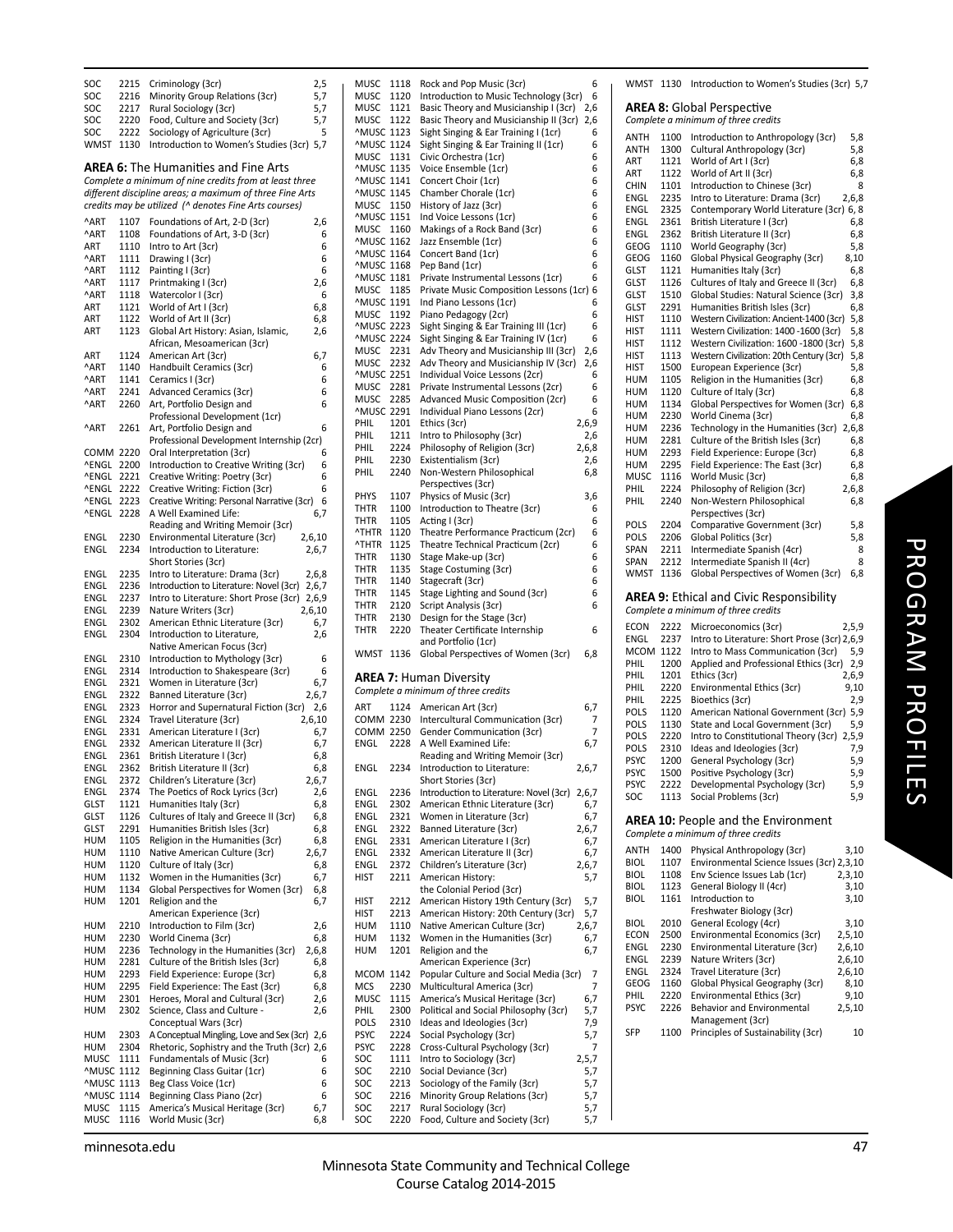| | | | |
|---|---|---|---|
| SOC | 2215 | Criminology (3cr) | 2,5 |
| SOC | 2216 | Minority Group Relations (3cr) | 5,7 |
| SOC | 2217 | Rural Sociology (3cr) | 5,7 |
| SOC | 2220 | Food, Culture and Society (3cr) | 5,7 |
| SOC | 2222 | Sociology of Agriculture (3cr) | 5 |
| WMST | 1130 | Introduction to Women's Studies (3cr) | 5,7 |

## AREA 6: The Humanities and Fine Arts

*Complete a minimum of nine credits from at least three different discipline areas; a maximum of three Fine Arts credits may be utilized (^ denotes Fine Arts courses)*

| | | | |
|---|---|---|---|
| ^ART | 1107 | Foundations of Art, 2-D (3cr) | 2,6 |
| ^ART | 1108 | Foundations of Art, 3-D (3cr) | 6 |
| ART | 1110 | Intro to Art (3cr) | 6 |
| ^ART | 1111 | Drawing I (3cr) | 6 |
| ^ART | 1112 | Painting I (3cr) | 6 |
| ^ART | 1117 | Printmaking I (3cr) | 2,6 |
| ^ART | 1118 | Watercolor I (3cr) | 6 |
| ART | 1121 | World of Art I (3cr) | 6,8 |
| ART | 1122 | World of Art II (3cr) | 6,8 |
| ART | 1123 | Global Art History: Asian, Islamic, African, Mesoamerican (3cr) | 2,6 |
| ART | 1124 | American Art (3cr) | 6,7 |
| ^ART | 1140 | Handbuilt Ceramics (3cr) | 6 |
| ^ART | 1141 | Ceramics I (3cr) | 6 |
| ^ART | 2241 | Advanced Ceramics (3cr) | 6 |
| ^ART | 2260 | Art, Portfolio Design and Professional Development (1cr) | 6 |
| ^ART | 2261 | Art, Portfolio Design and Professional Development Internship (2cr) | 6 |
| COMM | 2220 | Oral Interpretation (3cr) | 6 |
| ^ENGL | 2200 | Introduction to Creative Writing (3cr) | 6 |
| ^ENGL | 2221 | Creative Writing: Poetry (3cr) | 6 |
| ^ENGL | 2222 | Creative Writing: Fiction (3cr) | 6 |
| ^ENGL | 2223 | Creative Writing: Personal Narrative (3cr) | 6 |
| ^ENGL | 2228 | A Well Examined Life: Reading and Writing Memoir (3cr) | 6,7 |
| ENGL | 2230 | Environmental Literature (3cr) | 2,6,10 |
| ENGL | 2234 | Introduction to Literature: Short Stories (3cr) | 2,6,7 |
| ENGL | 2235 | Intro to Literature: Drama (3cr) | 2,6,8 |
| ENGL | 2236 | Introduction to Literature: Novel (3cr) | 2,6,7 |
| ENGL | 2237 | Intro to Literature: Short Prose (3cr) | 2,6,9 |
| ENGL | 2239 | Nature Writers (3cr) | 2,6,10 |
| ENGL | 2302 | American Ethnic Literature (3cr) | 6,7 |
| ENGL | 2304 | Introduction to Literature, Native American Focus (3cr) | 2,6 |
| ENGL | 2310 | Introduction to Mythology (3cr) | 6 |
| ENGL | 2314 | Introduction to Shakespeare (3cr) | 6 |
| ENGL | 2321 | Women in Literature (3cr) | 6,7 |
| ENGL | 2322 | Banned Literature (3cr) | 2,6,7 |
| ENGL | 2323 | Horror and Supernatural Fiction (3cr) | 2,6 |
| ENGL | 2324 | Travel Literature (3cr) | 2,6,10 |
| ENGL | 2331 | American Literature I (3cr) | 6,7 |
| ENGL | 2332 | American Literature II (3cr) | 6,7 |
| ENGL | 2361 | British Literature I (3cr) | 6,8 |
| ENGL | 2362 | British Literature II (3cr) | 6,8 |
| ENGL | 2372 | Children's Literature (3cr) | 2,6,7 |
| ENGL | 2374 | The Poetics of Rock Lyrics (3cr) | 2,6 |
| GLST | 1121 | Humanities Italy (3cr) | 6,8 |
| GLST | 1126 | Cultures of Italy and Greece II (3cr) | 6,8 |
| GLST | 2291 | Humanities British Isles (3cr) | 6,8 |
| HUM | 1105 | Religion in the Humanities (3cr) | 6,8 |
| HUM | 1110 | Native American Culture (3cr) | 2,6,7 |
| HUM | 1120 | Culture of Italy (3cr) | 6,8 |
| HUM | 1132 | Women in the Humanities (3cr) | 6,7 |
| HUM | 1134 | Global Perspectives for Women (3cr) | 6,8 |
| HUM | 1201 | Religion and the American Experience (3cr) | 6,7 |
| HUM | 2210 | Introduction to Film (3cr) | 2,6 |
| HUM | 2230 | World Cinema (3cr) | 6,8 |
| HUM | 2236 | Technology in the Humanities (3cr) | 2,6,8 |
| HUM | 2281 | Culture of the British Isles (3cr) | 6,8 |
| HUM | 2293 | Field Experience: Europe (3cr) | 6,8 |
| HUM | 2295 | Field Experience: The East (3cr) | 6,8 |
| HUM | 2301 | Heroes, Moral and Cultural (3cr) | 2,6 |
| HUM | 2302 | Science, Class and Culture - Conceptual Wars (3cr) | 2,6 |
| HUM | 2303 | A Conceptual Mingling, Love and Sex (3cr) | 2,6 |
| HUM | 2304 | Rhetoric, Sophistry and the Truth (3cr) | 2,6 |
| MUSC | 1111 | Fundamentals of Music (3cr) | 6 |
| ^MUSC | 1112 | Beginning Class Guitar (1cr) | 6 |
| ^MUSC | 1113 | Beg Class Voice (1cr) | 6 |
| ^MUSC | 1114 | Beginning Class Piano (2cr) | 6 |
| MUSC | 1115 | America's Musical Heritage (3cr) | 6,7 |
| MUSC | 1116 | World Music (3cr) | 6,8 |
| MUSC | 1118 | Rock and Pop Music (3cr) | 6 |
| MUSC | 1120 | Introduction to Music Technology (3cr) | 6 |
| MUSC | 1121 | Basic Theory and Musicianship I (3cr) | 2,6 |
| MUSC | 1122 | Basic Theory and Musicianship II (3cr) | 2,6 |
| ^MUSC | 1123 | Sight Singing & Ear Training I (1cr) | 6 |
| ^MUSC | 1124 | Sight Singing & Ear Training II (1cr) | 6 |
| MUSC | 1131 | Civic Orchestra (1cr) | 6 |
| ^MUSC | 1135 | Voice Ensemble (1cr) | 6 |
| ^MUSC | 1141 | Concert Choir (1cr) | 6 |
| ^MUSC | 1145 | Chamber Chorale (1cr) | 6 |
| MUSC | 1150 | History of Jazz (3cr) | 6 |
| ^MUSC | 1151 | Ind Voice Lessons (1cr) | 6 |
| MUSC | 1160 | Makings of a Rock Band (3cr) | 6 |
| ^MUSC | 1162 | Jazz Ensemble (1cr) | 6 |
| ^MUSC | 1164 | Concert Band (1cr) | 6 |
| ^MUSC | 1168 | Pep Band (1cr) | 6 |
| ^MUSC | 1181 | Private Instrumental Lessons (1cr) | 6 |
| MUSC | 1185 | Private Music Composition Lessons (1cr) | 6 |
| ^MUSC | 1191 | Ind Piano Lessons (1cr) | 6 |
| MUSC | 1192 | Piano Pedagogy (2cr) | 6 |
| ^MUSC | 2223 | Sight Singing & Ear Training III (1cr) | 6 |
| ^MUSC | 2224 | Sight Singing & Ear Training IV (1cr) | 6 |
| MUSC | 2231 | Adv Theory and Musicianship III (3cr) | 2,6 |
| MUSC | 2232 | Adv Theory and Musicianship IV (3cr) | 2,6 |
| ^MUSC | 2251 | Individual Voice Lessons (2cr) | 6 |
| MUSC | 2281 | Private Instrumental Lessons (2cr) | 6 |
| MUSC | 2285 | Advanced Music Composition (2cr) | 6 |
| ^MUSC | 2291 | Individual Piano Lessons (2cr) | 6 |
| PHIL | 1201 | Ethics (3cr) | 2,6,9 |
| PHIL | 1211 | Intro to Philosophy (3cr) | 2,6 |
| PHIL | 2224 | Philosophy of Religion (3cr) | 2,6,8 |
| PHIL | 2230 | Existentialism (3cr) | 2,6 |
| PHIL | 2240 | Non-Western Philosophical Perspectives (3cr) | 6,8 |
| PHYS | 1107 | Physics of Music (3cr) | 3,6 |
| THTR | 1100 | Introduction to Theatre (3cr) | 6 |
| THTR | 1105 | Acting I (3cr) | 6 |
| ^THTR | 1120 | Theatre Performance Practicum (2cr) | 6 |
| ^THTR | 1125 | Theatre Technical Practicum (2cr) | 6 |
| THTR | 1130 | Stage Make-up (3cr) | 6 |
| THTR | 1135 | Stage Costuming (3cr) | 6 |
| THTR | 1140 | Stagecraft (3cr) | 6 |
| THTR | 1145 | Stage Lighting and Sound (3cr) | 6 |
| THTR | 2120 | Script Analysis (3cr) | 6 |
| THTR | 2130 | Design for the Stage (3cr) | |
| THTR | 2220 | Theater Certificate Internship and Portfolio (1cr) | 6 |
| WMST | 1136 | Global Perspectives of Women (3cr) | 6,8 |

## AREA 7: Human Diversity

*Complete a minimum of three credits*

| | | | |
|---|---|---|---|
| ART | 1124 | American Art (3cr) | 6,7 |
| COMM | 2230 | Intercultural Communication (3cr) | 7 |
| COMM | 2250 | Gender Communication (3cr) | 7 |
| ENGL | 2228 | A Well Examined Life: Reading and Writing Memoir (3cr) | 6,7 |
| ENGL | 2234 | Introduction to Literature: Short Stories (3cr) | 2,6,7 |
| ENGL | 2236 | Introduction to Literature: Novel (3cr) | 2,6,7 |
| ENGL | 2302 | American Ethnic Literature (3cr) | 6,7 |
| ENGL | 2321 | Women in Literature (3cr) | 6,7 |
| ENGL | 2322 | Banned Literature (3cr) | 2,6,7 |
| ENGL | 2331 | American Literature I (3cr) | 6,7 |
| ENGL | 2332 | American Literature II (3cr) | 6,7 |
| ENGL | 2372 | Children's Literature (3cr) | 2,6,7 |
| HIST | 2211 | American History: the Colonial Period (3cr) | 5,7 |
| HIST | 2212 | American History 19th Century (3cr) | 5,7 |
| HIST | 2213 | American History: 20th Century (3cr) | 5,7 |
| HUM | 1110 | Native American Culture (3cr) | 2,6,7 |
| HUM | 1132 | Women in the Humanities (3cr) | 6,7 |
| HUM | 1201 | Religion and the American Experience (3cr) | 6,7 |
| MCOM | 1142 | Popular Culture and Social Media (3cr) | 7 |
| MCS | 2230 | Multicultural America (3cr) | 7 |
| MUSC | 1115 | America's Musical Heritage (3cr) | 6,7 |
| PHIL | 2300 | Political and Social Philosophy (3cr) | 5,7 |
| POLS | 2310 | Ideas and Ideologies (3cr) | 7,9 |
| PSYC | 2224 | Social Psychology (3cr) | 5,7 |
| PSYC | 2228 | Cross-Cultural Psychology (3cr) | 7 |
| SOC | 1111 | Intro to Sociology (3cr) | 2,5,7 |
| SOC | 2210 | Social Deviance (3cr) | 5,7 |
| SOC | 2213 | Sociology of the Family (3cr) | 5,7 |
| SOC | 2216 | Minority Group Relations (3cr) | 5,7 |
| SOC | 2217 | Rural Sociology (3cr) | 5,7 |
| SOC | 2220 | Food, Culture and Society (3cr) | 5,7 |
| WMST | 1130 | Introduction to Women's Studies (3cr) | 5,7 |

## AREA 8: Global Perspective

*Complete a minimum of three credits*

| | | | |
|---|---|---|---|
| ANTH | 1100 | Introduction to Anthropology (3cr) | 5,8 |
| ANTH | 1300 | Cultural Anthropology (3cr) | 5,8 |
| ART | 1121 | World of Art I (3cr) | 6,8 |
| ART | 1122 | World of Art II (3cr) | 6,8 |
| CHIN | 1101 | Introduction to Chinese (3cr) | 8 |
| ENGL | 2235 | Intro to Literature: Drama (3cr) | 2,6,8 |
| ENGL | 2325 | Contemporary World Literature (3cr) | 6, 8 |
| ENGL | 2361 | British Literature I (3cr) | 6,8 |
| ENGL | 2362 | British Literature II (3cr) | 6,8 |
| GEOG | 1110 | World Geography (3cr) | 5,8 |
| GEOG | 1160 | Global Physical Geography (3cr) | 8,10 |
| GLST | 1121 | Humanities Italy (3cr) | 6,8 |
| GLST | 1126 | Cultures of Italy and Greece II (3cr) | 6,8 |
| GLST | 1510 | Global Studies: Natural Science (3cr) | 3,8 |
| GLST | 2291 | Humanities British Isles (3cr) | 6,8 |
| HIST | 1110 | Western Civilization: Ancient-1400 (3cr) | 5,8 |
| HIST | 1111 | Western Civilization: 1400 -1600 (3cr) | 5,8 |
| HIST | 1112 | Western Civilization: 1600 -1800 (3cr) | 5,8 |
| HIST | 1113 | Western Civilization: 20th Century (3cr) | 5,8 |
| HIST | 1500 | European Experience (3cr) | 5,8 |
| HUM | 1105 | Religion in the Humanities (3cr) | 6,8 |
| HUM | 1120 | Culture of Italy (3cr) | 6,8 |
| HUM | 1134 | Global Perspectives for Women (3cr) | 6,8 |
| HUM | 2230 | World Cinema (3cr) | 6,8 |
| HUM | 2236 | Technology in the Humanities (3cr) | 2,6,8 |
| HUM | 2281 | Culture of the British Isles (3cr) | 6,8 |
| HUM | 2293 | Field Experience: Europe (3cr) | 6,8 |
| HUM | 2295 | Field Experience: The East (3cr) | 6,8 |
| MUSC | 1116 | World Music (3cr) | 6,8 |
| PHIL | 2224 | Philosophy of Religion (3cr) | 2,6,8 |
| PHIL | 2240 | Non-Western Philosophical Perspectives (3cr) | 6,8 |
| POLS | 2204 | Comparative Government (3cr) | 5,8 |
| POLS | 2206 | Global Politics (3cr) | 5,8 |
| SPAN | 2211 | Intermediate Spanish (4cr) | 8 |
| SPAN | 2212 | Intermediate Spanish II (4cr) | 8 |
| WMST | 1136 | Global Perspectives of Women (3cr) | 6,8 |

## AREA 9: Ethical and Civic Responsibility

*Complete a minimum of three credits*

| | | | |
|---|---|---|---|
| ECON | 2222 | Microeconomics (3cr) | 2,5,9 |
| ENGL | 2237 | Intro to Literature: Short Prose (3cr) | 2,6,9 |
| MCOM | 1122 | Intro to Mass Communication (3cr) | 5,9 |
| PHIL | 1200 | Applied and Professional Ethics (3cr) | 2,9 |
| PHIL | 1201 | Ethics (3cr) | 2,6,9 |
| PHIL | 2220 | Environmental Ethics (3cr) | 9,10 |
| PHIL | 2225 | Bioethics (3cr) | 2,9 |
| POLS | 1120 | American National Government (3cr) | 5,9 |
| POLS | 1130 | State and Local Government (3cr) | 5,9 |
| POLS | 2220 | Intro to Constitutional Theory (3cr) | 2,5,9 |
| POLS | 2310 | Ideas and Ideologies (3cr) | 7,9 |
| PSYC | 1200 | General Psychology (3cr) | 5,9 |
| PSYC | 1500 | Positive Psychology (3cr) | 5,9 |
| PSYC | 2222 | Developmental Psychology (3cr) | 5,9 |
| SOC | 1113 | Social Problems (3cr) | 5,9 |

## AREA 10: People and the Environment

*Complete a minimum of three credits*

| | | | |
|---|---|---|---|
| ANTH | 1400 | Physical Anthropology (3cr) | 3,10 |
| BIOL | 1107 | Environmental Science Issues (3cr) | 2,3,10 |
| BIOL | 1108 | Env Science Issues Lab (1cr) | 2,3,10 |
| BIOL | 1123 | General Biology II (4cr) | 3,10 |
| BIOL | 1161 | Introduction to Freshwater Biology (3cr) | 3,10 |
| BIOL | 2010 | General Ecology (4cr) | 3,10 |
| ECON | 2500 | Environmental Economics (3cr) | 2,5,10 |
| ENGL | 2230 | Environmental Literature (3cr) | 2,6,10 |
| ENGL | 2239 | Nature Writers (3cr) | 2,6,10 |
| ENGL | 2324 | Travel Literature (3cr) | 2,6,10 |
| GEOG | 1160 | Global Physical Geography (3cr) | 8,10 |
| PHIL | 2220 | Environmental Ethics (3cr) | 9,10 |
| PSYC | 2226 | Behavior and Environmental Management (3cr) | 2,5,10 |
| SFP | 1100 | Principles of Sustainability (3cr) | 10 |